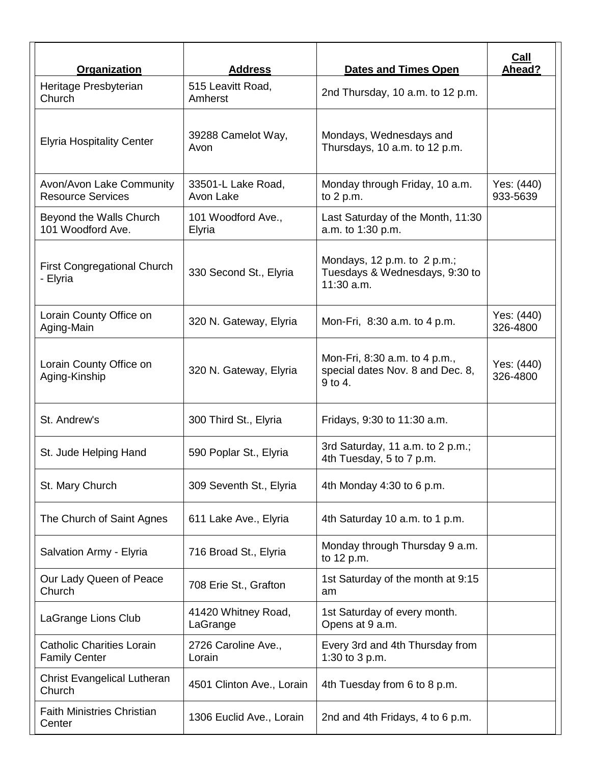| Organization | Address | Dates and Times Open | Call Ahead? |
|---|---|---|---|
| Heritage Presbyterian Church | 515 Leavitt Road, Amherst | 2nd Thursday, 10 a.m. to 12 p.m. | |
| Elyria Hospitality Center | 39288 Camelot Way, Avon | Mondays, Wednesdays and Thursdays, 10 a.m. to 12 p.m. | |
| Avon/Avon Lake Community Resource Services | 33501-L Lake Road, Avon Lake | Monday through Friday, 10 a.m. to 2 p.m. | Yes: (440) 933-5639 |
| Beyond the Walls Church 101 Woodford Ave. | 101 Woodford Ave., Elyria | Last Saturday of the Month, 11:30 a.m. to 1:30 p.m. | |
| First Congregational Church - Elyria | 330 Second St., Elyria | Mondays, 12 p.m. to 2 p.m.; Tuesdays & Wednesdays, 9:30 to 11:30 a.m. | |
| Lorain County Office on Aging-Main | 320 N. Gateway, Elyria | Mon-Fri, 8:30 a.m. to 4 p.m. | Yes: (440) 326-4800 |
| Lorain County Office on Aging-Kinship | 320 N. Gateway, Elyria | Mon-Fri, 8:30 a.m. to 4 p.m., special dates Nov. 8 and Dec. 8, 9 to 4. | Yes: (440) 326-4800 |
| St. Andrew's | 300 Third St., Elyria | Fridays, 9:30 to 11:30 a.m. | |
| St. Jude Helping Hand | 590 Poplar St., Elyria | 3rd Saturday, 11 a.m. to 2 p.m.; 4th Tuesday, 5 to 7 p.m. | |
| St. Mary Church | 309 Seventh St., Elyria | 4th Monday 4:30 to 6 p.m. | |
| The Church of Saint Agnes | 611 Lake Ave., Elyria | 4th Saturday 10 a.m. to 1 p.m. | |
| Salvation Army - Elyria | 716 Broad St., Elyria | Monday through Thursday 9 a.m. to 12 p.m. | |
| Our Lady Queen of Peace Church | 708 Erie St., Grafton | 1st Saturday of the month at 9:15 am | |
| LaGrange Lions Club | 41420 Whitney Road, LaGrange | 1st Saturday of every month. Opens at 9 a.m. | |
| Catholic Charities Lorain Family Center | 2726 Caroline Ave., Lorain | Every 3rd and 4th Thursday from 1:30 to 3 p.m. | |
| Christ Evangelical Lutheran Church | 4501 Clinton Ave., Lorain | 4th Tuesday from 6 to 8 p.m. | |
| Faith Ministries Christian Center | 1306 Euclid Ave., Lorain | 2nd and 4th Fridays, 4 to 6 p.m. | |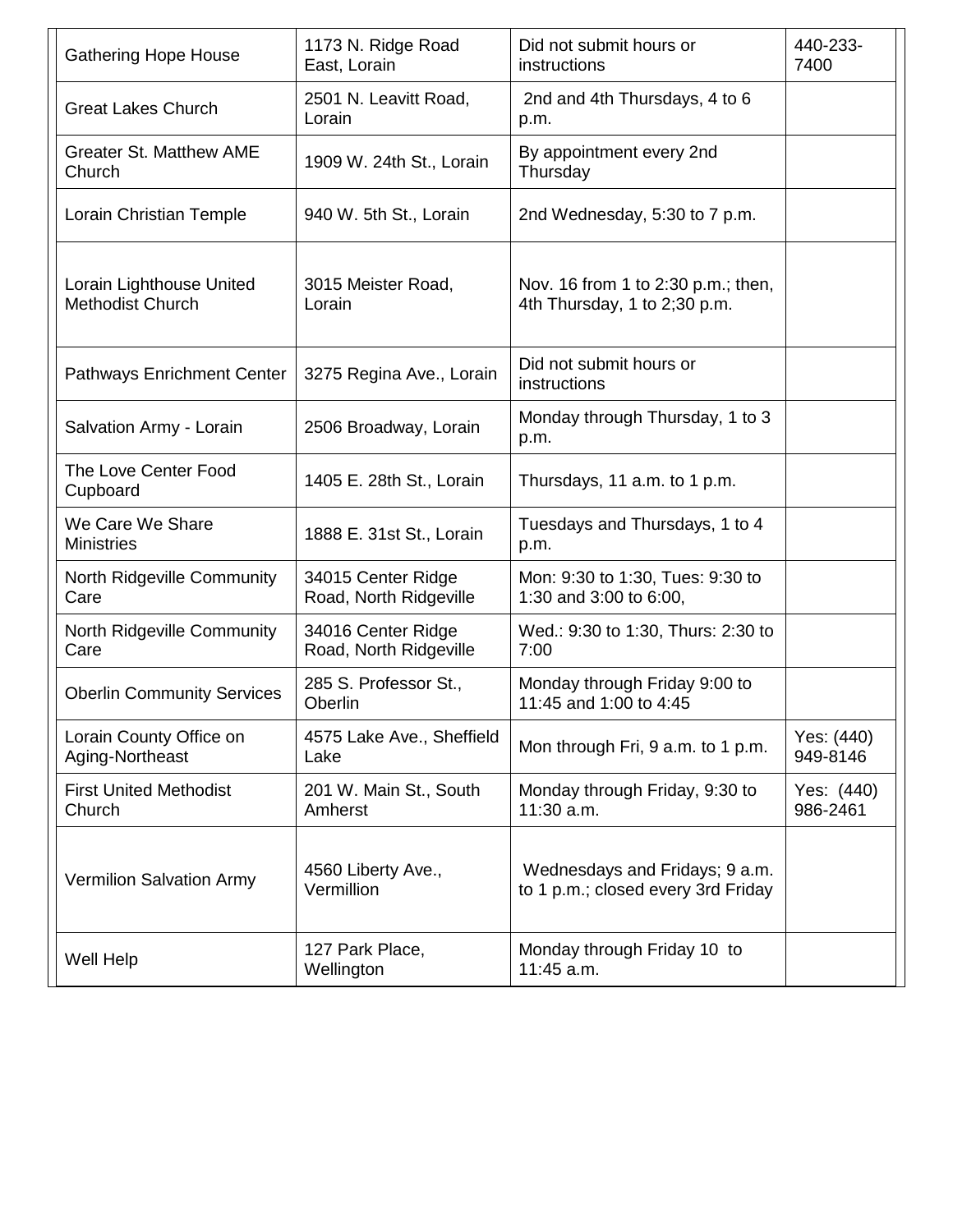| | | | |
|---|---|---|---|
| Gathering Hope House | 1173 N. Ridge Road East, Lorain | Did not submit hours or instructions | 440-233-7400 |
| Great Lakes Church | 2501 N. Leavitt Road, Lorain | 2nd and 4th Thursdays, 4 to 6 p.m. | |
| Greater St. Matthew AME Church | 1909 W. 24th St., Lorain | By appointment every 2nd Thursday | |
| Lorain Christian Temple | 940 W. 5th St., Lorain | 2nd Wednesday, 5:30 to 7 p.m. | |
| Lorain Lighthouse United Methodist Church | 3015 Meister Road, Lorain | Nov. 16 from 1 to 2:30 p.m.; then, 4th Thursday, 1 to 2;30 p.m. | |
| Pathways Enrichment Center | 3275 Regina Ave., Lorain | Did not submit hours or instructions | |
| Salvation Army - Lorain | 2506 Broadway, Lorain | Monday through Thursday, 1 to 3 p.m. | |
| The Love Center Food Cupboard | 1405 E. 28th St., Lorain | Thursdays, 11 a.m. to 1 p.m. | |
| We Care We Share Ministries | 1888 E. 31st St., Lorain | Tuesdays and Thursdays, 1 to 4 p.m. | |
| North Ridgeville Community Care | 34015 Center Ridge Road, North Ridgeville | Mon: 9:30 to 1:30, Tues: 9:30 to 1:30 and 3:00 to 6:00, | |
| North Ridgeville Community Care | 34016 Center Ridge Road, North Ridgeville | Wed.: 9:30 to 1:30, Thurs: 2:30 to 7:00 | |
| Oberlin Community Services | 285 S. Professor St., Oberlin | Monday through Friday 9:00 to 11:45 and 1:00 to 4:45 | |
| Lorain County Office on Aging-Northeast | 4575 Lake Ave., Sheffield Lake | Mon through Fri, 9 a.m. to 1 p.m. | Yes: (440) 949-8146 |
| First United Methodist Church | 201 W. Main St., South Amherst | Monday through Friday, 9:30 to 11:30 a.m. | Yes: (440) 986-2461 |
| Vermilion Salvation Army | 4560 Liberty Ave., Vermillion | Wednesdays and Fridays; 9 a.m. to 1 p.m.; closed every 3rd Friday | |
| Well Help | 127 Park Place, Wellington | Monday through Friday 10 to 11:45 a.m. | |